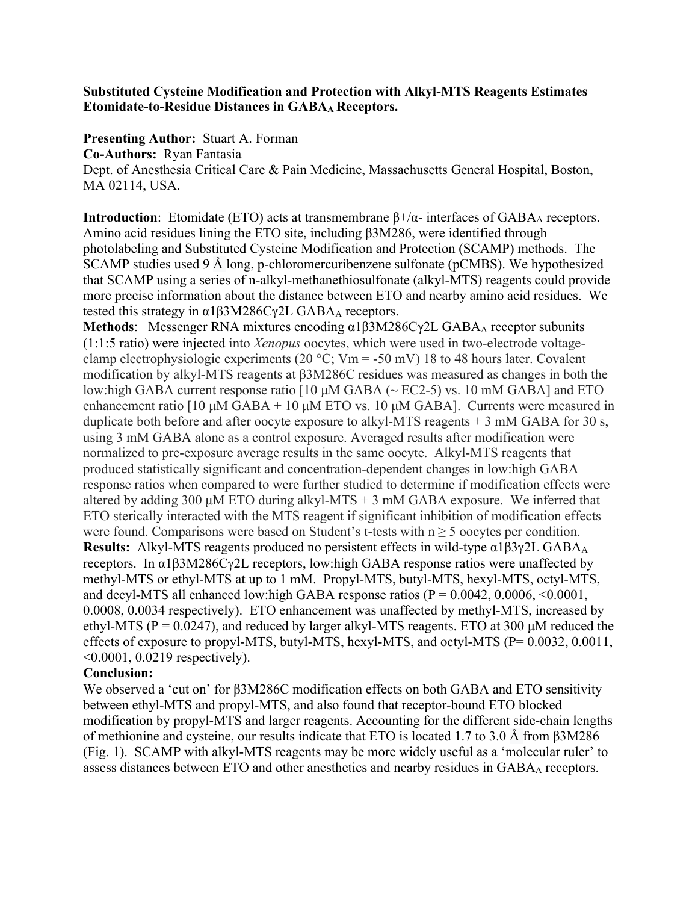**Substituted Cysteine Modification and Protection with Alkyl-MTS Reagents Estimates Etomidate-to-Residue Distances in $GABA_A$ Receptors.**

**Presenting Author:** Stuart A. Forman
**Co-Authors:** Ryan Fantasia
Dept. of Anesthesia Critical Care & Pain Medicine, Massachusetts General Hospital, Boston, MA 02114, USA.

**Introduction**: Etomidate (ETO) acts at transmembrane β+/α- interfaces of $GABA_A$ receptors. Amino acid residues lining the ETO site, including β3M286, were identified through photolabeling and Substituted Cysteine Modification and Protection (SCAMP) methods. The SCAMP studies used 9 Å long, p-chloromercuribenzene sulfonate (pCMBS). We hypothesized that SCAMP using a series of n-alkyl-methanethiosulfonate (alkyl-MTS) reagents could provide more precise information about the distance between ETO and nearby amino acid residues. We tested this strategy in α1β3M286Cγ2L $GABA_A$ receptors.
**Methods**: Messenger RNA mixtures encoding α1β3M286Cγ2L $GABA_A$ receptor subunits (1:1:5 ratio) were injected into *Xenopus* oocytes, which were used in two-electrode voltage-clamp electrophysiologic experiments (20 °C; Vm = -50 mV) 18 to 48 hours later. Covalent modification by alkyl-MTS reagents at β3M286C residues was measured as changes in both the low:high GABA current response ratio [10 μM GABA (~ EC2-5) vs. 10 mM GABA] and ETO enhancement ratio [10 μM GABA + 10 μM ETO vs. 10 μM GABA]. Currents were measured in duplicate both before and after oocyte exposure to alkyl-MTS reagents + 3 mM GABA for 30 s, using 3 mM GABA alone as a control exposure. Averaged results after modification were normalized to pre-exposure average results in the same oocyte. Alkyl-MTS reagents that produced statistically significant and concentration-dependent changes in low:high GABA response ratios when compared to were further studied to determine if modification effects were altered by adding 300 μM ETO during alkyl-MTS + 3 mM GABA exposure. We inferred that ETO sterically interacted with the MTS reagent if significant inhibition of modification effects were found. Comparisons were based on Student's t-tests with n ≥ 5 oocytes per condition.
**Results:** Alkyl-MTS reagents produced no persistent effects in wild-type α1β3γ2L $GABA_A$ receptors. In α1β3M286Cγ2L receptors, low:high GABA response ratios were unaffected by methyl-MTS or ethyl-MTS at up to 1 mM. Propyl-MTS, butyl-MTS, hexyl-MTS, octyl-MTS, and decyl-MTS all enhanced low:high GABA response ratios ($P$ = 0.0042, 0.0006, <0.0001, 0.0008, 0.0034 respectively). ETO enhancement was unaffected by methyl-MTS, increased by ethyl-MTS ($P$ = 0.0247), and reduced by larger alkyl-MTS reagents. ETO at 300 μM reduced the effects of exposure to propyl-MTS, butyl-MTS, hexyl-MTS, and octyl-MTS ($P$= 0.0032, 0.0011, <0.0001, 0.0219 respectively).
**Conclusion:**
We observed a 'cut on' for β3M286C modification effects on both GABA and ETO sensitivity between ethyl-MTS and propyl-MTS, and also found that receptor-bound ETO blocked modification by propyl-MTS and larger reagents. Accounting for the different side-chain lengths of methionine and cysteine, our results indicate that ETO is located 1.7 to 3.0 Å from β3M286 (Fig. 1). SCAMP with alkyl-MTS reagents may be more widely useful as a 'molecular ruler' to assess distances between ETO and other anesthetics and nearby residues in $GABA_A$ receptors.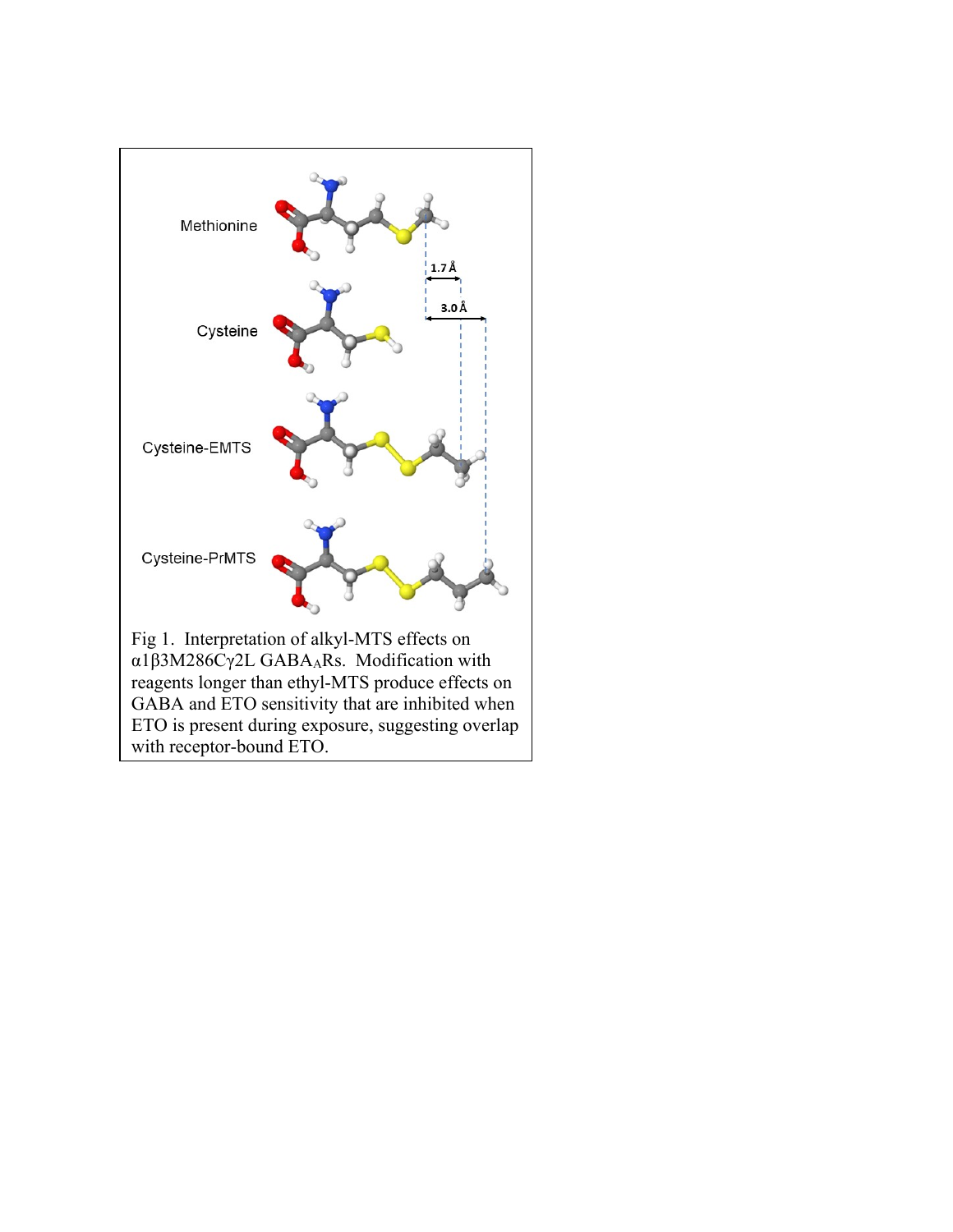Methionine

Cysteine

Cysteine-EMTS

Cysteine-PrMTS

1.7 Å

3.0 Å

Fig 1. Interpretation of alkyl-MTS effects on α1β3M286Cγ2L $GABA_A$Rs. Modification with reagents longer than ethyl-MTS produce effects on GABA and ETO sensitivity that are inhibited when ETO is present during exposure, suggesting overlap with receptor-bound ETO.